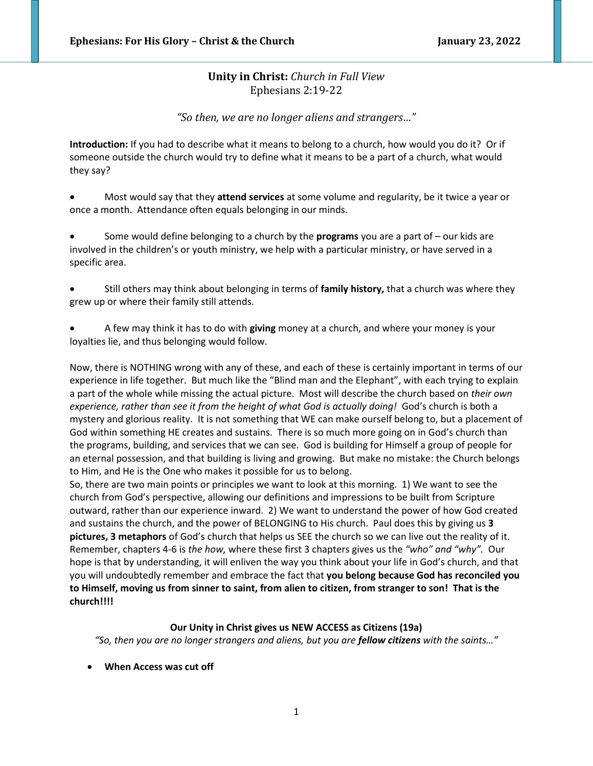## **Unity in Christ:** *Church in Full View*
Ephesians 2:19-22

*"So then, we are no longer aliens and strangers…"*

**Introduction:** If you had to describe what it means to belong to a church, how would you do it? Or if someone outside the church would try to define what it means to be a part of a church, what would they say?

- Most would say that they **attend services** at some volume and regularity, be it twice a year or once a month. Attendance often equals belonging in our minds.

- Some would define belonging to a church by the **programs** you are a part of – our kids are involved in the children's or youth ministry, we help with a particular ministry, or have served in a specific area.

- Still others may think about belonging in terms of **family history,** that a church was where they grew up or where their family still attends.

- A few may think it has to do with **giving** money at a church, and where your money is your loyalties lie, and thus belonging would follow.

Now, there is NOTHING wrong with any of these, and each of these is certainly important in terms of our experience in life together. But much like the "Blind man and the Elephant", with each trying to explain a part of the whole while missing the actual picture. Most will describe the church based on *their own experience, rather than see it from the height of what God is actually doing!* God's church is both a mystery and glorious reality. It is not something that WE can make ourself belong to, but a placement of God within something HE creates and sustains. There is so much more going on in God's church than the programs, building, and services that we can see. God is building for Himself a group of people for an eternal possession, and that building is living and growing. But make no mistake: the Church belongs to Him, and He is the One who makes it possible for us to belong.
So, there are two main points or principles we want to look at this morning. 1) We want to see the church from God's perspective, allowing our definitions and impressions to be built from Scripture outward, rather than our experience inward. 2) We want to understand the power of how God created and sustains the church, and the power of BELONGING to His church. Paul does this by giving us **3 pictures, 3 metaphors** of God's church that helps us SEE the church so we can live out the reality of it. Remember, chapters 4-6 is *the how,* where these first 3 chapters gives us the *"who" and "why".* Our hope is that by understanding, it will enliven the way you think about your life in God's church, and that you will undoubtedly remember and embrace the fact that **you belong because God has reconciled you to Himself, moving us from sinner to saint, from alien to citizen, from stranger to son! That is the church!!!!**

### **Our Unity in Christ gives us NEW ACCESS as Citizens (19a)**

*"So, then you are no longer strangers and aliens, but you are **fellow citizens** with the saints…"*

- **When Access was cut off**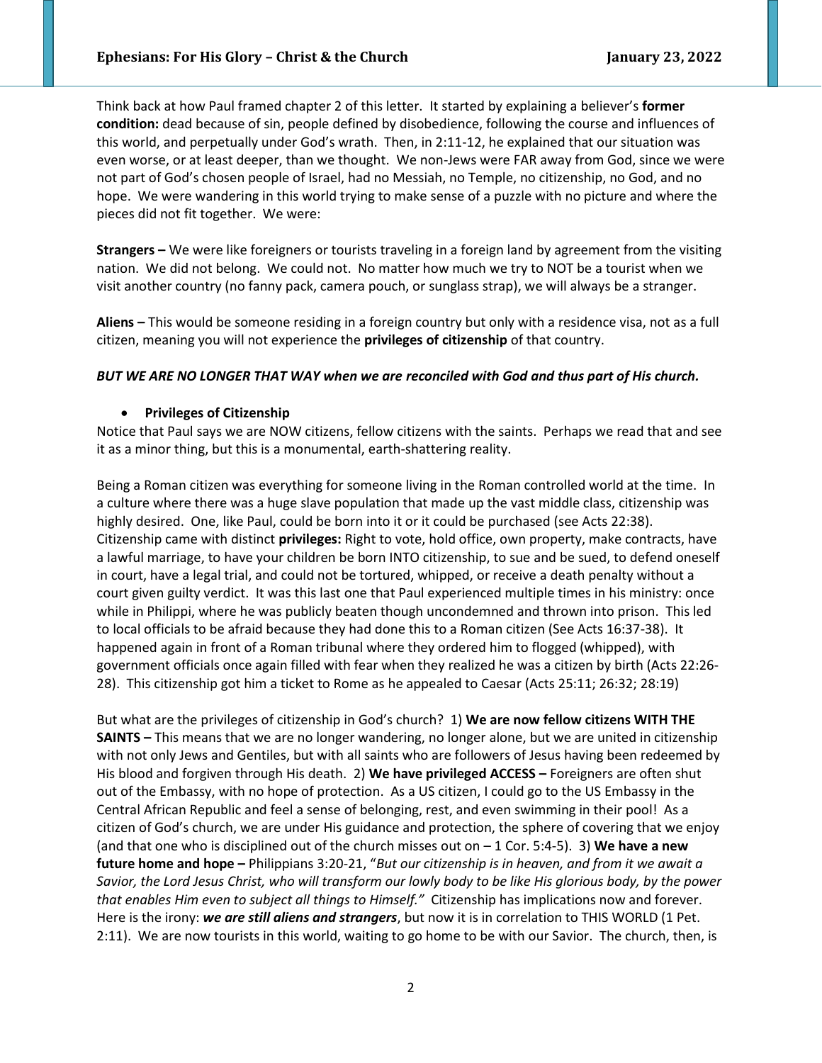Think back at how Paul framed chapter 2 of this letter. It started by explaining a believer's **former condition:** dead because of sin, people defined by disobedience, following the course and influences of this world, and perpetually under God's wrath. Then, in 2:11-12, he explained that our situation was even worse, or at least deeper, than we thought. We non-Jews were FAR away from God, since we were not part of God's chosen people of Israel, had no Messiah, no Temple, no citizenship, no God, and no hope. We were wandering in this world trying to make sense of a puzzle with no picture and where the pieces did not fit together. We were:

**Strangers –** We were like foreigners or tourists traveling in a foreign land by agreement from the visiting nation. We did not belong. We could not. No matter how much we try to NOT be a tourist when we visit another country (no fanny pack, camera pouch, or sunglass strap), we will always be a stranger.

**Aliens –** This would be someone residing in a foreign country but only with a residence visa, not as a full citizen, meaning you will not experience the **privileges of citizenship** of that country.

***BUT WE ARE NO LONGER THAT WAY when we are reconciled with God and thus part of His church.***

- **Privileges of Citizenship**

Notice that Paul says we are NOW citizens, fellow citizens with the saints. Perhaps we read that and see it as a minor thing, but this is a monumental, earth-shattering reality.

Being a Roman citizen was everything for someone living in the Roman controlled world at the time. In a culture where there was a huge slave population that made up the vast middle class, citizenship was highly desired. One, like Paul, could be born into it or it could be purchased (see Acts 22:38). Citizenship came with distinct **privileges:** Right to vote, hold office, own property, make contracts, have a lawful marriage, to have your children be born INTO citizenship, to sue and be sued, to defend oneself in court, have a legal trial, and could not be tortured, whipped, or receive a death penalty without a court given guilty verdict. It was this last one that Paul experienced multiple times in his ministry: once while in Philippi, where he was publicly beaten though uncondemned and thrown into prison. This led to local officials to be afraid because they had done this to a Roman citizen (See Acts 16:37-38). It happened again in front of a Roman tribunal where they ordered him to flogged (whipped), with government officials once again filled with fear when they realized he was a citizen by birth (Acts 22:26-28). This citizenship got him a ticket to Rome as he appealed to Caesar (Acts 25:11; 26:32; 28:19)

But what are the privileges of citizenship in God's church? 1) **We are now fellow citizens WITH THE SAINTS –** This means that we are no longer wandering, no longer alone, but we are united in citizenship with not only Jews and Gentiles, but with all saints who are followers of Jesus having been redeemed by His blood and forgiven through His death. 2) **We have privileged ACCESS –** Foreigners are often shut out of the Embassy, with no hope of protection. As a US citizen, I could go to the US Embassy in the Central African Republic and feel a sense of belonging, rest, and even swimming in their pool! As a citizen of God's church, we are under His guidance and protection, the sphere of covering that we enjoy (and that one who is disciplined out of the church misses out on – 1 Cor. 5:4-5). 3) **We have a new future home and hope –** Philippians 3:20-21, "*But our citizenship is in heaven, and from it we await a Savior, the Lord Jesus Christ, who will transform our lowly body to be like His glorious body, by the power that enables Him even to subject all things to Himself."* Citizenship has implications now and forever. Here is the irony: ***we are still aliens and strangers***, but now it is in correlation to THIS WORLD (1 Pet. 2:11). We are now tourists in this world, waiting to go home to be with our Savior. The church, then, is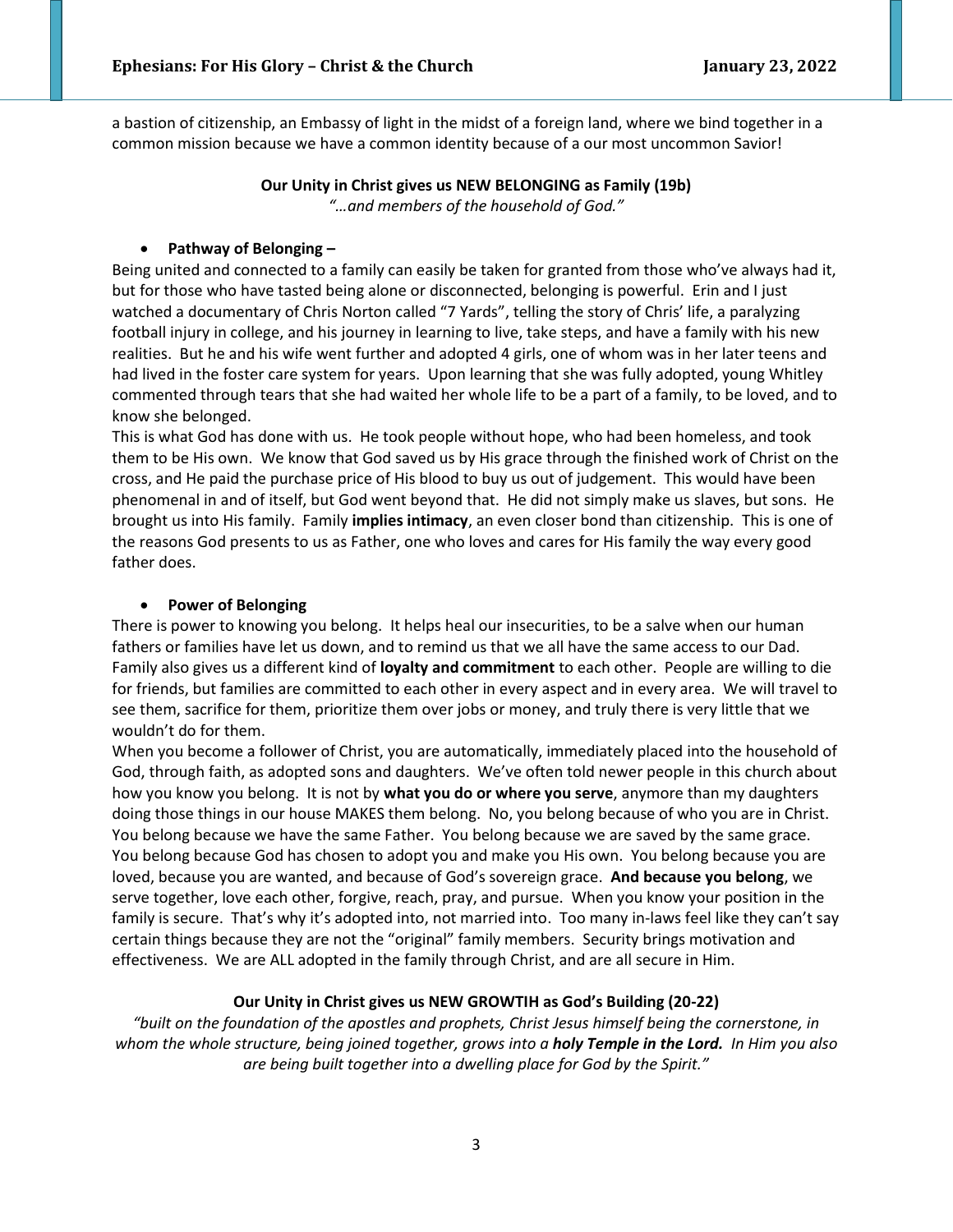a bastion of citizenship, an Embassy of light in the midst of a foreign land, where we bind together in a common mission because we have a common identity because of a our most uncommon Savior!

**Our Unity in Christ gives us NEW BELONGING as Family (19b)**

*"…and members of the household of God."*

- **Pathway of Belonging –**

Being united and connected to a family can easily be taken for granted from those who've always had it, but for those who have tasted being alone or disconnected, belonging is powerful. Erin and I just watched a documentary of Chris Norton called "7 Yards", telling the story of Chris' life, a paralyzing football injury in college, and his journey in learning to live, take steps, and have a family with his new realities. But he and his wife went further and adopted 4 girls, one of whom was in her later teens and had lived in the foster care system for years. Upon learning that she was fully adopted, young Whitley commented through tears that she had waited her whole life to be a part of a family, to be loved, and to know she belonged.

This is what God has done with us. He took people without hope, who had been homeless, and took them to be His own. We know that God saved us by His grace through the finished work of Christ on the cross, and He paid the purchase price of His blood to buy us out of judgement. This would have been phenomenal in and of itself, but God went beyond that. He did not simply make us slaves, but sons. He brought us into His family. Family **implies intimacy**, an even closer bond than citizenship. This is one of the reasons God presents to us as Father, one who loves and cares for His family the way every good father does.

- **Power of Belonging**

There is power to knowing you belong. It helps heal our insecurities, to be a salve when our human fathers or families have let us down, and to remind us that we all have the same access to our Dad. Family also gives us a different kind of **loyalty and commitment** to each other. People are willing to die for friends, but families are committed to each other in every aspect and in every area. We will travel to see them, sacrifice for them, prioritize them over jobs or money, and truly there is very little that we wouldn't do for them.

When you become a follower of Christ, you are automatically, immediately placed into the household of God, through faith, as adopted sons and daughters. We've often told newer people in this church about how you know you belong. It is not by **what you do or where you serve**, anymore than my daughters doing those things in our house MAKES them belong. No, you belong because of who you are in Christ. You belong because we have the same Father. You belong because we are saved by the same grace. You belong because God has chosen to adopt you and make you His own. You belong because you are loved, because you are wanted, and because of God's sovereign grace. **And because you belong**, we serve together, love each other, forgive, reach, pray, and pursue. When you know your position in the family is secure. That's why it's adopted into, not married into. Too many in-laws feel like they can't say certain things because they are not the "original" family members. Security brings motivation and effectiveness. We are ALL adopted in the family through Christ, and are all secure in Him.

**Our Unity in Christ gives us NEW GROWTIH as God's Building (20-22)**

*"built on the foundation of the apostles and prophets, Christ Jesus himself being the cornerstone, in whom the whole structure, being joined together, grows into a **holy Temple in the Lord.** In Him you also are being built together into a dwelling place for God by the Spirit."*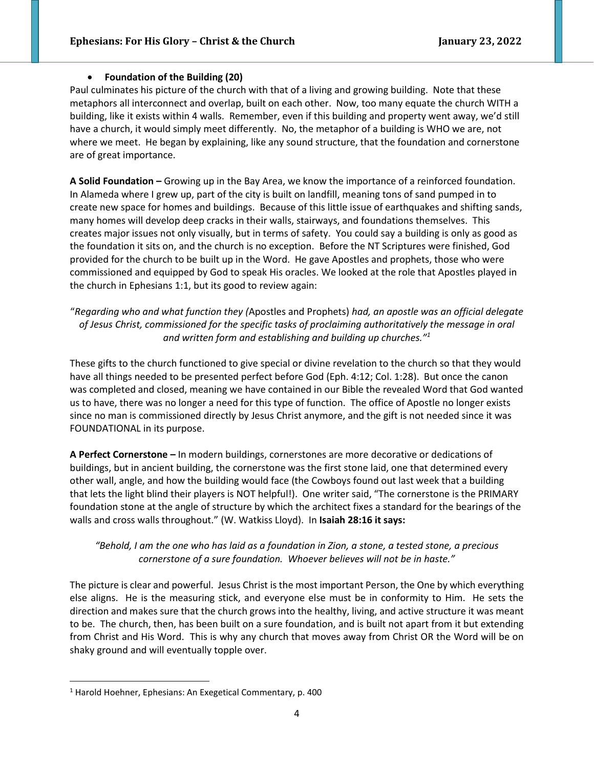- **Foundation of the Building (20)**

Paul culminates his picture of the church with that of a living and growing building. Note that these metaphors all interconnect and overlap, built on each other. Now, too many equate the church WITH a building, like it exists within 4 walls. Remember, even if this building and property went away, we'd still have a church, it would simply meet differently. No, the metaphor of a building is WHO we are, not where we meet. He began by explaining, like any sound structure, that the foundation and cornerstone are of great importance.

**A Solid Foundation –** Growing up in the Bay Area, we know the importance of a reinforced foundation. In Alameda where I grew up, part of the city is built on landfill, meaning tons of sand pumped in to create new space for homes and buildings. Because of this little issue of earthquakes and shifting sands, many homes will develop deep cracks in their walls, stairways, and foundations themselves. This creates major issues not only visually, but in terms of safety. You could say a building is only as good as the foundation it sits on, and the church is no exception. Before the NT Scriptures were finished, God provided for the church to be built up in the Word. He gave Apostles and prophets, those who were commissioned and equipped by God to speak His oracles. We looked at the role that Apostles played in the church in Ephesians 1:1, but its good to review again:

"*Regarding who and what function they (*Apostles and Prophets) *had, an apostle was an official delegate of Jesus Christ, commissioned for the specific tasks of proclaiming authoritatively the message in oral and written form and establishing and building up churches."*[1]

These gifts to the church functioned to give special or divine revelation to the church so that they would have all things needed to be presented perfect before God (Eph. 4:12; Col. 1:28). But once the canon was completed and closed, meaning we have contained in our Bible the revealed Word that God wanted us to have, there was no longer a need for this type of function. The office of Apostle no longer exists since no man is commissioned directly by Jesus Christ anymore, and the gift is not needed since it was FOUNDATIONAL in its purpose.

**A Perfect Cornerstone –** In modern buildings, cornerstones are more decorative or dedications of buildings, but in ancient building, the cornerstone was the first stone laid, one that determined every other wall, angle, and how the building would face (the Cowboys found out last week that a building that lets the light blind their players is NOT helpful!). One writer said, "The cornerstone is the PRIMARY foundation stone at the angle of structure by which the architect fixes a standard for the bearings of the walls and cross walls throughout." (W. Watkiss Lloyd). In **Isaiah 28:16 it says:**

*"Behold, I am the one who has laid as a foundation in Zion, a stone, a tested stone, a precious cornerstone of a sure foundation. Whoever believes will not be in haste."*

The picture is clear and powerful. Jesus Christ is the most important Person, the One by which everything else aligns. He is the measuring stick, and everyone else must be in conformity to Him. He sets the direction and makes sure that the church grows into the healthy, living, and active structure it was meant to be. The church, then, has been built on a sure foundation, and is built not apart from it but extending from Christ and His Word. This is why any church that moves away from Christ OR the Word will be on shaky ground and will eventually topple over.

---

[1] Harold Hoehner, Ephesians: An Exegetical Commentary, p. 400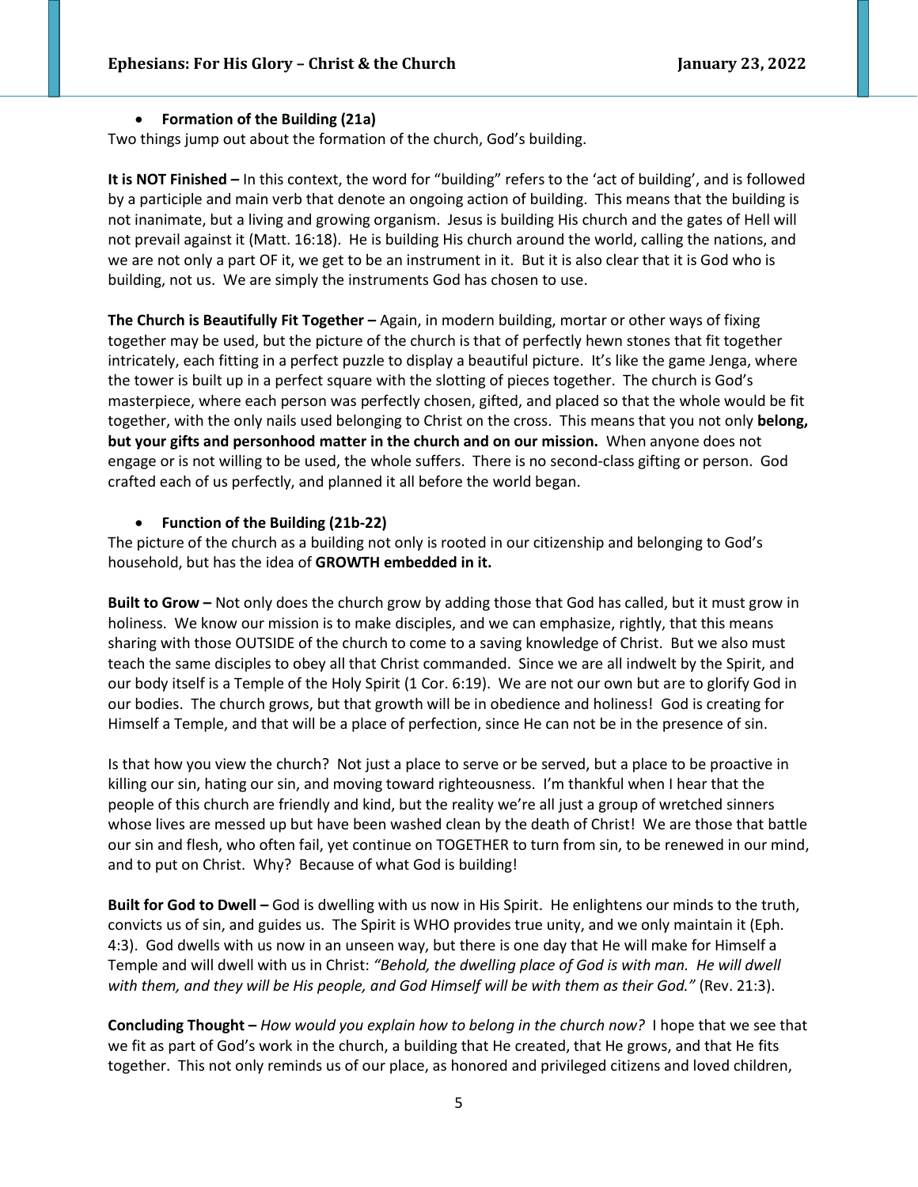- **Formation of the Building (21a)**

Two things jump out about the formation of the church, God's building.

**It is NOT Finished –** In this context, the word for "building" refers to the 'act of building', and is followed by a participle and main verb that denote an ongoing action of building. This means that the building is not inanimate, but a living and growing organism. Jesus is building His church and the gates of Hell will not prevail against it (Matt. 16:18). He is building His church around the world, calling the nations, and we are not only a part OF it, we get to be an instrument in it. But it is also clear that it is God who is building, not us. We are simply the instruments God has chosen to use.

**The Church is Beautifully Fit Together –** Again, in modern building, mortar or other ways of fixing together may be used, but the picture of the church is that of perfectly hewn stones that fit together intricately, each fitting in a perfect puzzle to display a beautiful picture. It's like the game Jenga, where the tower is built up in a perfect square with the slotting of pieces together. The church is God's masterpiece, where each person was perfectly chosen, gifted, and placed so that the whole would be fit together, with the only nails used belonging to Christ on the cross. This means that you not only **belong, but your gifts and personhood matter in the church and on our mission.** When anyone does not engage or is not willing to be used, the whole suffers. There is no second-class gifting or person. God crafted each of us perfectly, and planned it all before the world began.

- **Function of the Building (21b-22)**

The picture of the church as a building not only is rooted in our citizenship and belonging to God's household, but has the idea of **GROWTH embedded in it.**

**Built to Grow –** Not only does the church grow by adding those that God has called, but it must grow in holiness. We know our mission is to make disciples, and we can emphasize, rightly, that this means sharing with those OUTSIDE of the church to come to a saving knowledge of Christ. But we also must teach the same disciples to obey all that Christ commanded. Since we are all indwelt by the Spirit, and our body itself is a Temple of the Holy Spirit (1 Cor. 6:19). We are not our own but are to glorify God in our bodies. The church grows, but that growth will be in obedience and holiness! God is creating for Himself a Temple, and that will be a place of perfection, since He can not be in the presence of sin.

Is that how you view the church? Not just a place to serve or be served, but a place to be proactive in killing our sin, hating our sin, and moving toward righteousness. I'm thankful when I hear that the people of this church are friendly and kind, but the reality we're all just a group of wretched sinners whose lives are messed up but have been washed clean by the death of Christ! We are those that battle our sin and flesh, who often fail, yet continue on TOGETHER to turn from sin, to be renewed in our mind, and to put on Christ. Why? Because of what God is building!

**Built for God to Dwell –** God is dwelling with us now in His Spirit. He enlightens our minds to the truth, convicts us of sin, and guides us. The Spirit is WHO provides true unity, and we only maintain it (Eph. 4:3). God dwells with us now in an unseen way, but there is one day that He will make for Himself a Temple and will dwell with us in Christ: *"Behold, the dwelling place of God is with man. He will dwell with them, and they will be His people, and God Himself will be with them as their God."* (Rev. 21:3).

**Concluding Thought –** *How would you explain how to belong in the church now?* I hope that we see that we fit as part of God's work in the church, a building that He created, that He grows, and that He fits together. This not only reminds us of our place, as honored and privileged citizens and loved children,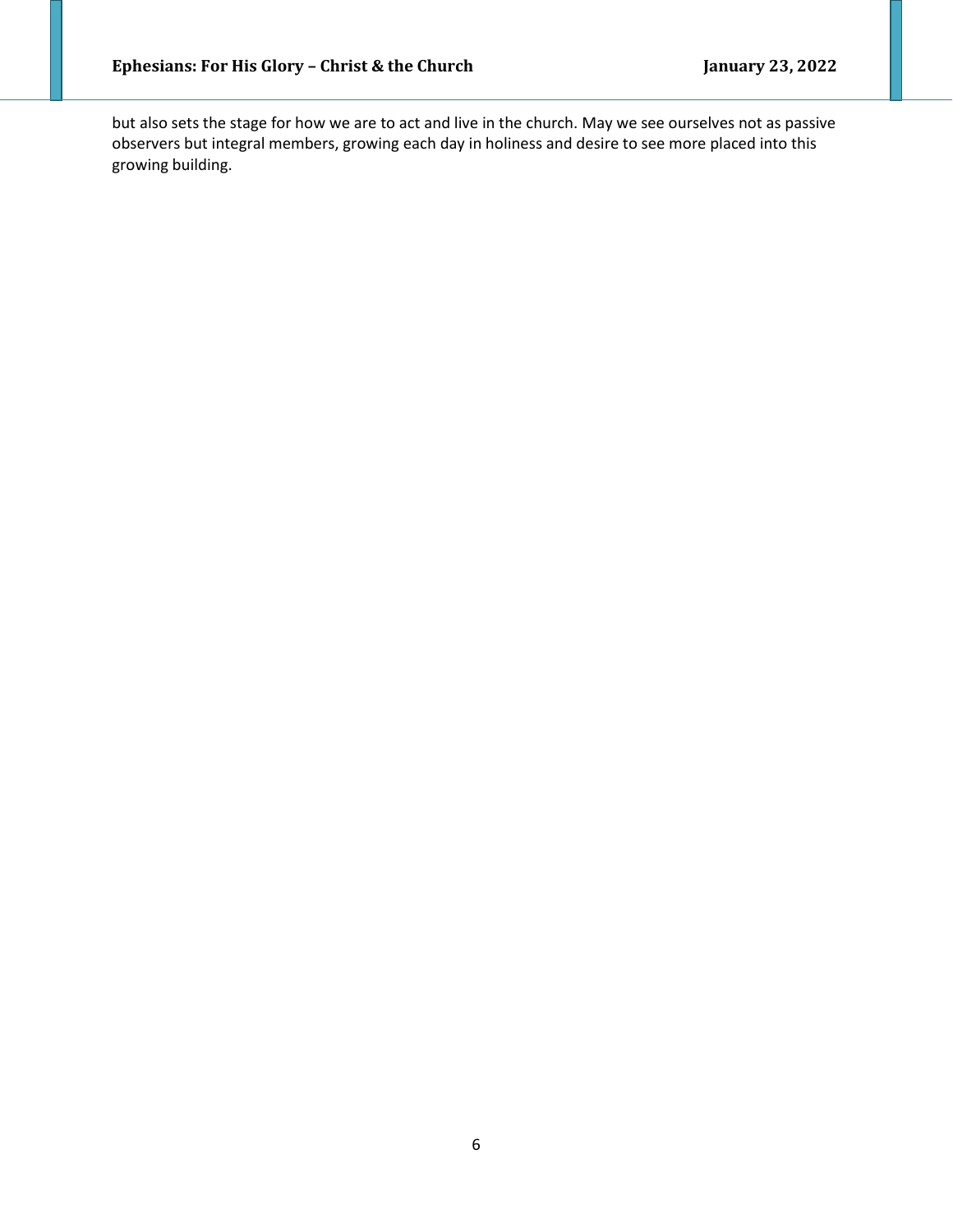but also sets the stage for how we are to act and live in the church. May we see ourselves not as passive observers but integral members, growing each day in holiness and desire to see more placed into this growing building.